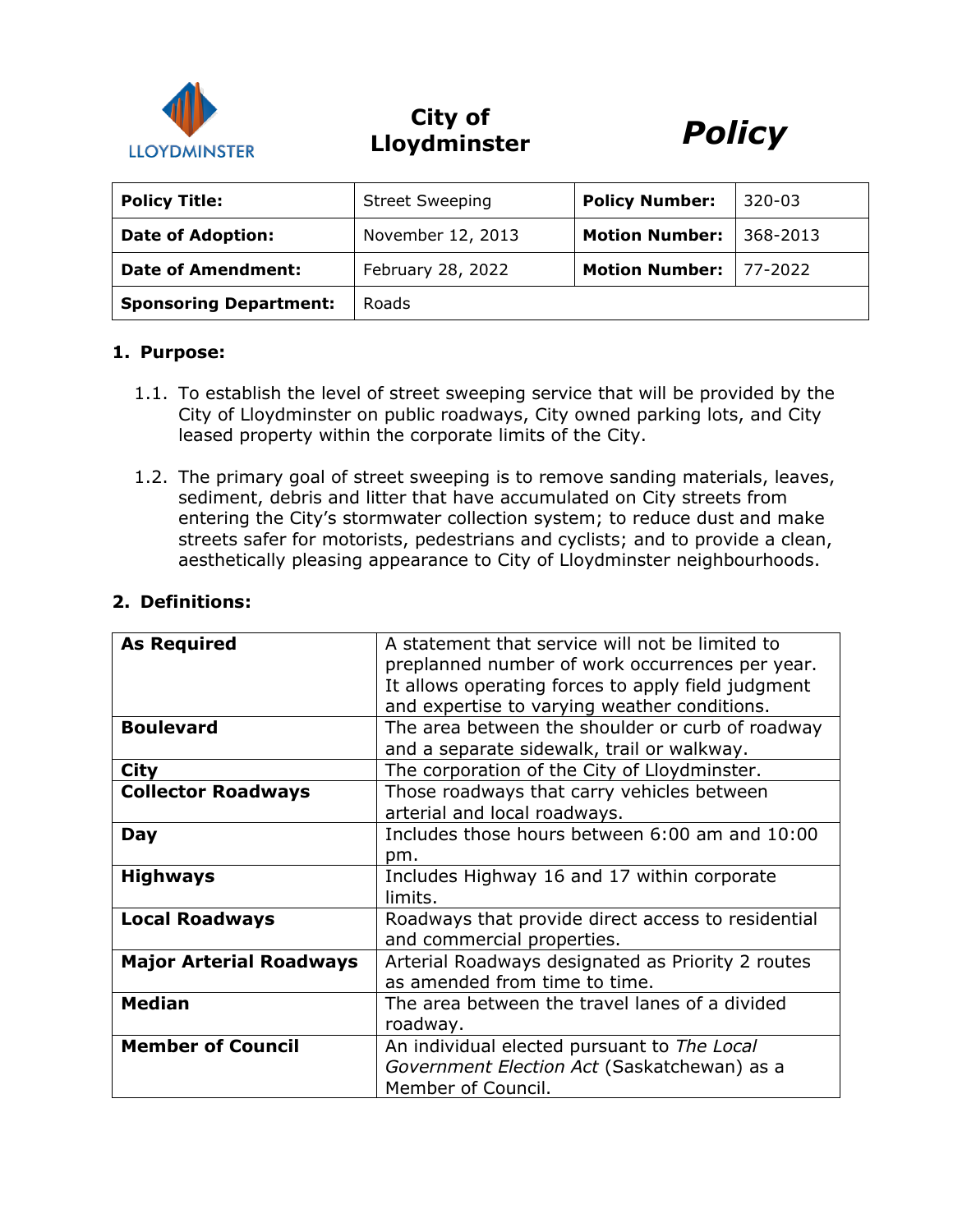# City of Lloydminster

# *Policy*

| **Policy Title:** | Street Sweeping | **Policy Number:** | 320-03 |
|---|---|---|---|
| **Date of Adoption:** | November 12, 2013 | **Motion Number:** | 368-2013 |
| **Date of Amendment:** | February 28, 2022 | **Motion Number:** | 77-2022 |
| **Sponsoring Department:** | Roads | | |

## 1. Purpose:

1.1. To establish the level of street sweeping service that will be provided by the City of Lloydminster on public roadways, City owned parking lots, and City leased property within the corporate limits of the City.

1.2. The primary goal of street sweeping is to remove sanding materials, leaves, sediment, debris and litter that have accumulated on City streets from entering the City's stormwater collection system; to reduce dust and make streets safer for motorists, pedestrians and cyclists; and to provide a clean, aesthetically pleasing appearance to City of Lloydminster neighbourhoods.

## 2. Definitions:

| | |
|---|---|
| **As Required** | A statement that service will not be limited to preplanned number of work occurrences per year. It allows operating forces to apply field judgment and expertise to varying weather conditions. |
| **Boulevard** | The area between the shoulder or curb of roadway and a separate sidewalk, trail or walkway. |
| **City** | The corporation of the City of Lloydminster. |
| **Collector Roadways** | Those roadways that carry vehicles between arterial and local roadways. |
| **Day** | Includes those hours between 6:00 am and 10:00 pm. |
| **Highways** | Includes Highway 16 and 17 within corporate limits. |
| **Local Roadways** | Roadways that provide direct access to residential and commercial properties. |
| **Major Arterial Roadways** | Arterial Roadways designated as Priority 2 routes as amended from time to time. |
| **Median** | The area between the travel lanes of a divided roadway. |
| **Member of Council** | An individual elected pursuant to *The Local Government Election Act* (Saskatchewan) as a Member of Council. |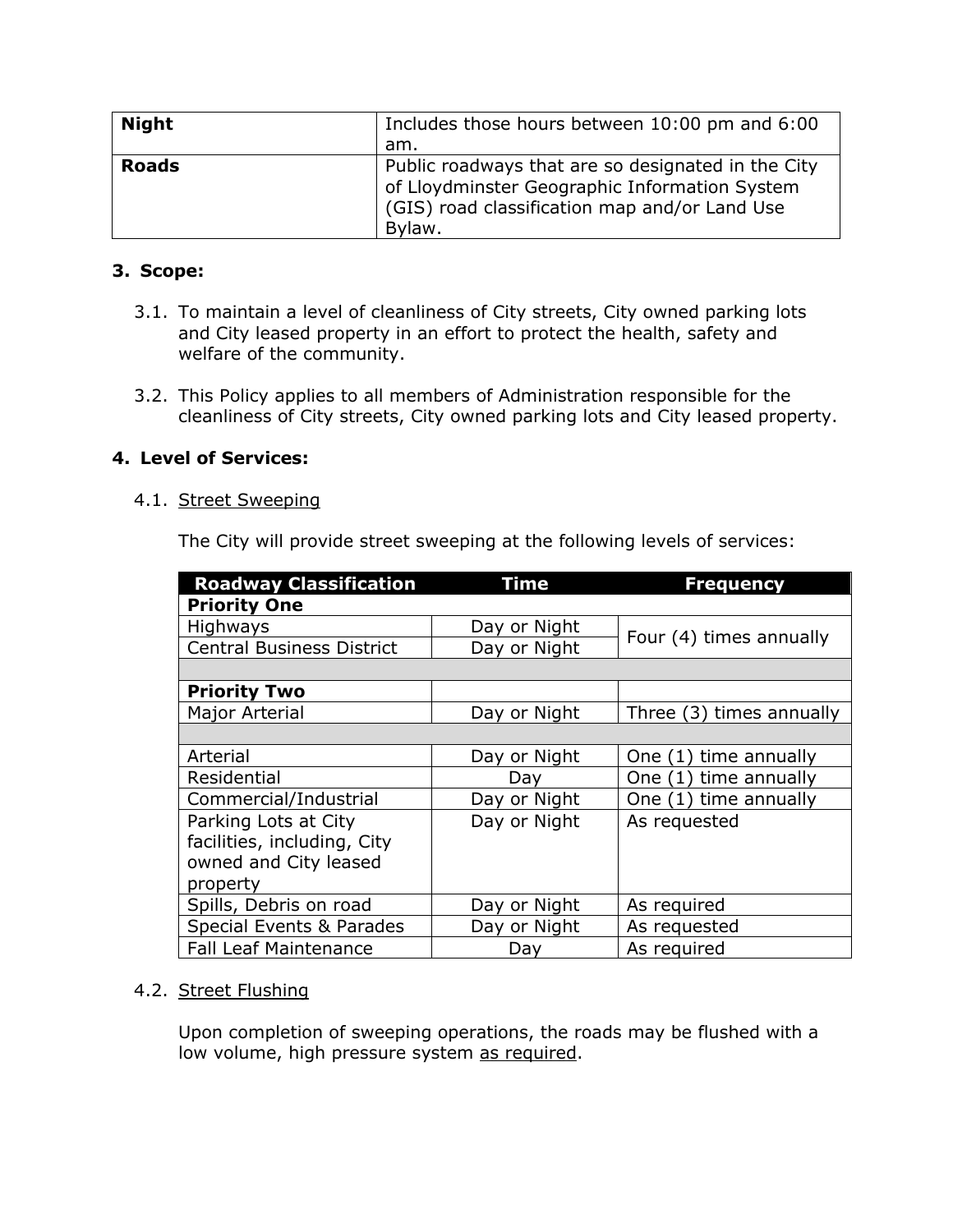| Night | Includes those hours between 10:00 pm and 6:00 am. |
|---|---|
| **Roads** | Public roadways that are so designated in the City of Lloydminster Geographic Information System (GIS) road classification map and/or Land Use Bylaw. |

## 3. Scope:

3.1. To maintain a level of cleanliness of City streets, City owned parking lots and City leased property in an effort to protect the health, safety and welfare of the community.

3.2. This Policy applies to all members of Administration responsible for the cleanliness of City streets, City owned parking lots and City leased property.

## 4. Level of Services:

4.1. Street Sweeping

The City will provide street sweeping at the following levels of services:

| Roadway Classification | Time | Frequency |
|---|---|---|
| **Priority One** | | |
| Highways | Day or Night | Four (4) times annually |
| Central Business District | Day or Night | |
| | | |
| **Priority Two** | | |
| Major Arterial | Day or Night | Three (3) times annually |
| | | |
| Arterial | Day or Night | One (1) time annually |
| Residential | Day | One (1) time annually |
| Commercial/Industrial | Day or Night | One (1) time annually |
| Parking Lots at City facilities, including, City owned and City leased property | Day or Night | As requested |
| Spills, Debris on road | Day or Night | As required |
| Special Events & Parades | Day or Night | As requested |
| Fall Leaf Maintenance | Day | As required |

4.2. Street Flushing

Upon completion of sweeping operations, the roads may be flushed with a low volume, high pressure system as required.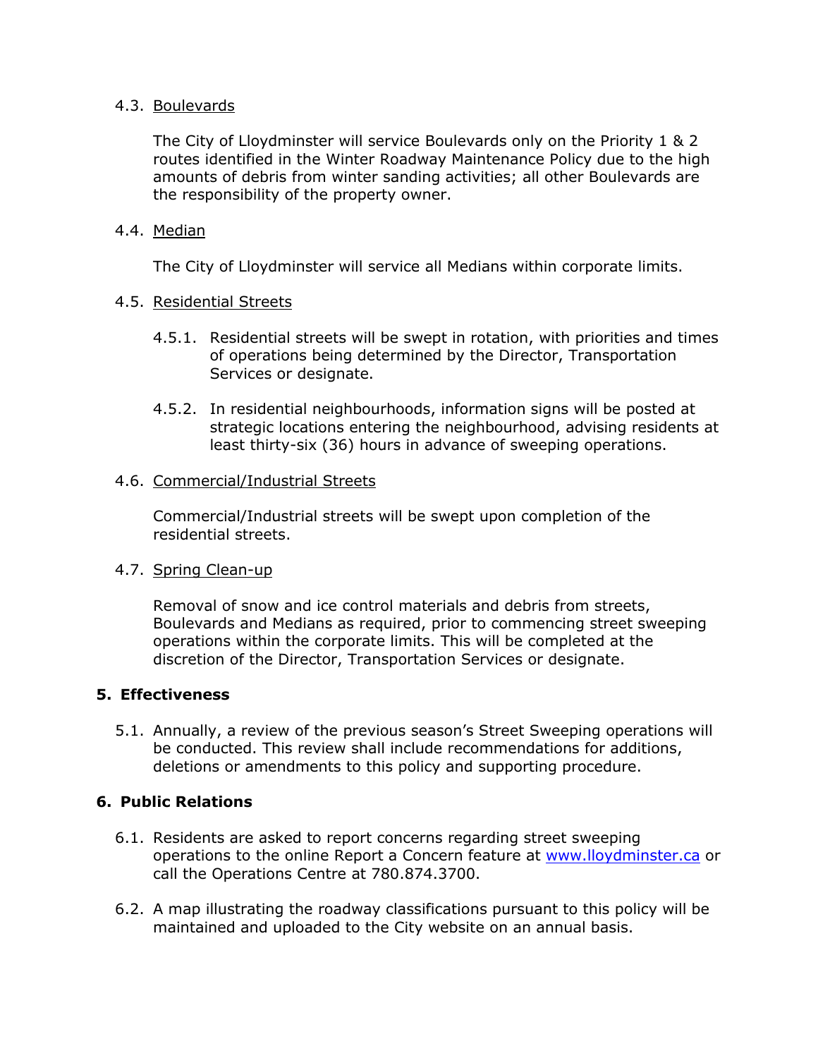### 4.3. Boulevards

The City of Lloydminster will service Boulevards only on the Priority 1 & 2 routes identified in the Winter Roadway Maintenance Policy due to the high amounts of debris from winter sanding activities; all other Boulevards are the responsibility of the property owner.

### 4.4. Median

The City of Lloydminster will service all Medians within corporate limits.

### 4.5. Residential Streets

4.5.1. Residential streets will be swept in rotation, with priorities and times of operations being determined by the Director, Transportation Services or designate.

4.5.2. In residential neighbourhoods, information signs will be posted at strategic locations entering the neighbourhood, advising residents at least thirty-six (36) hours in advance of sweeping operations.

### 4.6. Commercial/Industrial Streets

Commercial/Industrial streets will be swept upon completion of the residential streets.

### 4.7. Spring Clean-up

Removal of snow and ice control materials and debris from streets, Boulevards and Medians as required, prior to commencing street sweeping operations within the corporate limits. This will be completed at the discretion of the Director, Transportation Services or designate.

## 5. Effectiveness

5.1. Annually, a review of the previous season's Street Sweeping operations will be conducted. This review shall include recommendations for additions, deletions or amendments to this policy and supporting procedure.

## 6. Public Relations

6.1. Residents are asked to report concerns regarding street sweeping operations to the online Report a Concern feature at [www.lloydminster.ca](http://www.lloydminster.ca) or call the Operations Centre at 780.874.3700.

6.2. A map illustrating the roadway classifications pursuant to this policy will be maintained and uploaded to the City website on an annual basis.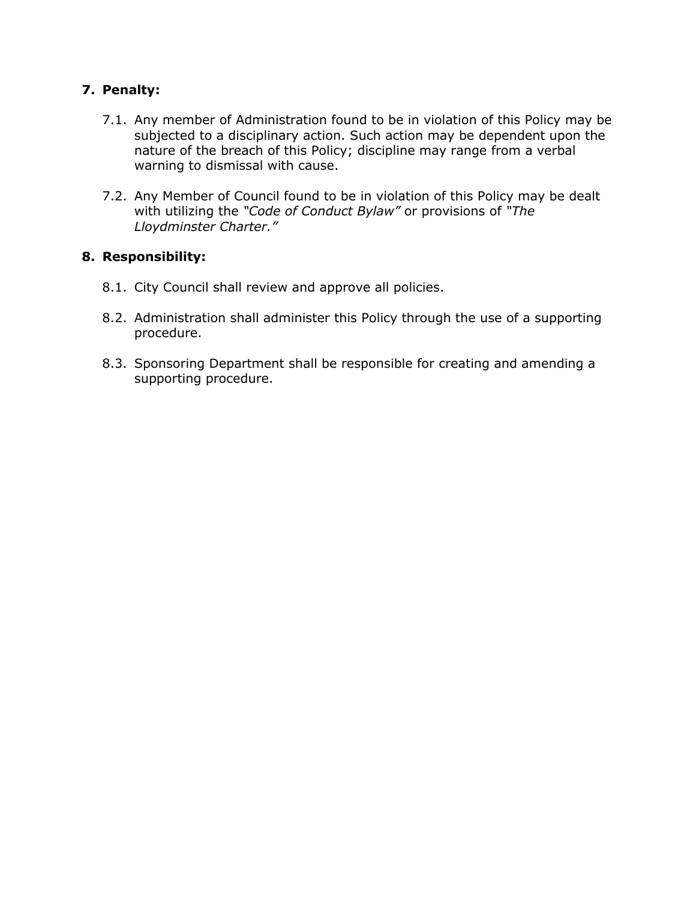## 7. Penalty:

7.1. Any member of Administration found to be in violation of this Policy may be subjected to a disciplinary action. Such action may be dependent upon the nature of the breach of this Policy; discipline may range from a verbal warning to dismissal with cause.

7.2. Any Member of Council found to be in violation of this Policy may be dealt with utilizing the *"Code of Conduct Bylaw"* or provisions of *"The Lloydminster Charter."*

## 8. Responsibility:

8.1. City Council shall review and approve all policies.

8.2. Administration shall administer this Policy through the use of a supporting procedure.

8.3. Sponsoring Department shall be responsible for creating and amending a supporting procedure.